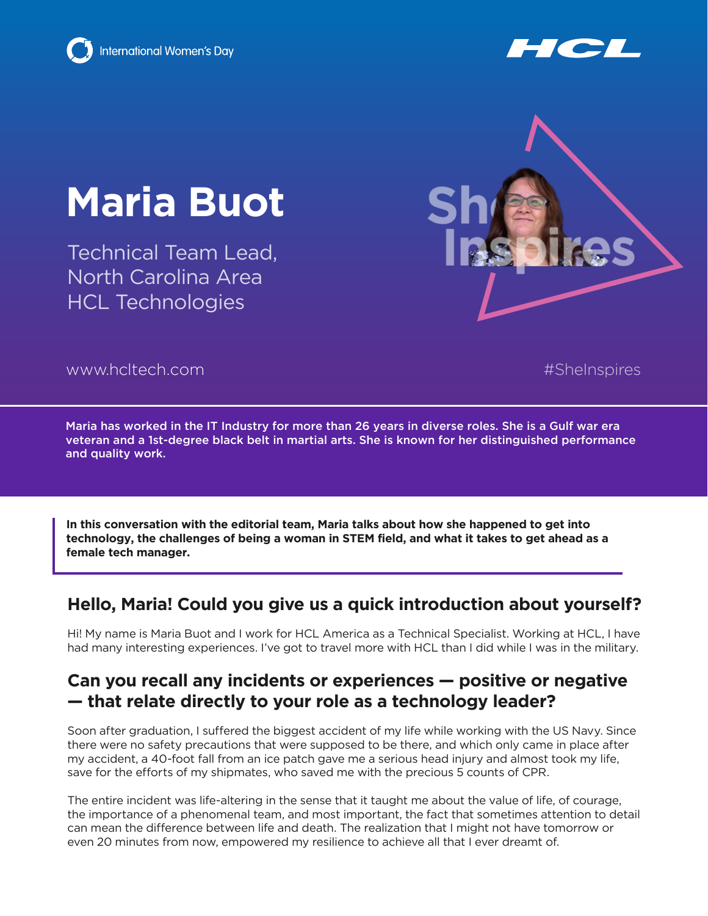International Women's Day

HCL

# Maria Buot

Technical Team Lead,
North Carolina Area
HCL Technologies

She Inspires

www.hcltech.com

#SheInspires

**Maria has worked in the IT Industry for more than 26 years in diverse roles. She is a Gulf war era veteran and a 1st-degree black belt in martial arts. She is known for her distinguished performance and quality work.**

**In this conversation with the editorial team, Maria talks about how she happened to get into technology, the challenges of being a woman in STEM field, and what it takes to get ahead as a female tech manager.**

## Hello, Maria! Could you give us a quick introduction about yourself?

Hi! My name is Maria Buot and I work for HCL America as a Technical Specialist. Working at HCL, I have had many interesting experiences. I've got to travel more with HCL than I did while I was in the military.

## Can you recall any incidents or experiences — positive or negative — that relate directly to your role as a technology leader?

Soon after graduation, I suffered the biggest accident of my life while working with the US Navy. Since there were no safety precautions that were supposed to be there, and which only came in place after my accident, a 40-foot fall from an ice patch gave me a serious head injury and almost took my life, save for the efforts of my shipmates, who saved me with the precious 5 counts of CPR.

The entire incident was life-altering in the sense that it taught me about the value of life, of courage, the importance of a phenomenal team, and most important, the fact that sometimes attention to detail can mean the difference between life and death. The realization that I might not have tomorrow or even 20 minutes from now, empowered my resilience to achieve all that I ever dreamt of.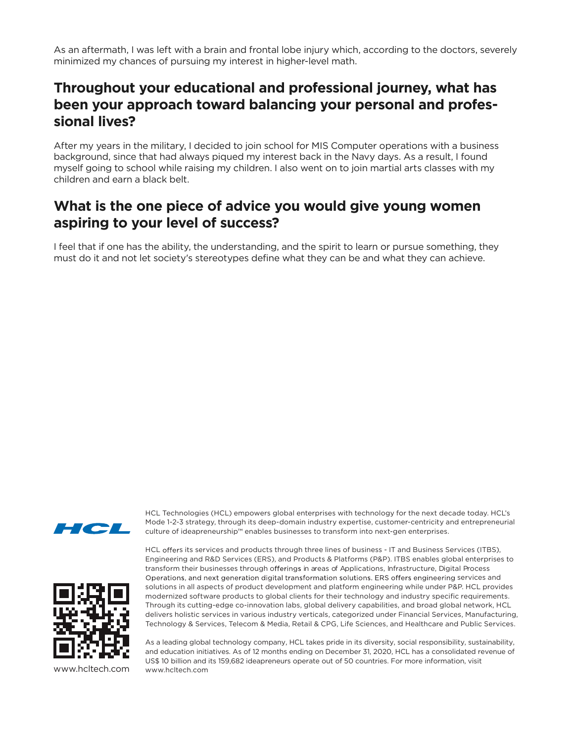As an aftermath, I was left with a brain and frontal lobe injury which, according to the doctors, severely minimized my chances of pursuing my interest in higher-level math.

## Throughout your educational and professional journey, what has been your approach toward balancing your personal and professional lives?

After my years in the military, I decided to join school for MIS Computer operations with a business background, since that had always piqued my interest back in the Navy days. As a result, I found myself going to school while raising my children. I also went on to join martial arts classes with my children and earn a black belt.

## What is the one piece of advice you would give young women aspiring to your level of success?

I feel that if one has the ability, the understanding, and the spirit to learn or pursue something, they must do it and not let society's stereotypes define what they can be and what they can achieve.

HCL

HCL Technologies (HCL) empowers global enterprises with technology for the next decade today. HCL's Mode 1-2-3 strategy, through its deep-domain industry expertise, customer-centricity and entrepreneurial culture of ideapreneurship™ enables businesses to transform into next-gen enterprises.

HCL offers its services and products through three lines of business - IT and Business Services (ITBS), Engineering and R&D Services (ERS), and Products & Platforms (P&P). ITBS enables global enterprises to transform their businesses through offerings in areas of Applications, Infrastructure, Digital Process Operations, and next generation digital transformation solutions. ERS offers engineering services and solutions in all aspects of product development and platform engineering while under P&P. HCL provides modernized software products to global clients for their technology and industry specific requirements. Through its cutting-edge co-innovation labs, global delivery capabilities, and broad global network, HCL delivers holistic services in various industry verticals, categorized under Financial Services, Manufacturing, Technology & Services, Telecom & Media, Retail & CPG, Life Sciences, and Healthcare and Public Services.

As a leading global technology company, HCL takes pride in its diversity, social responsibility, sustainability, and education initiatives. As of 12 months ending on December 31, 2020, HCL has a consolidated revenue of US$ 10 billion and its 159,682 ideapreneurs operate out of 50 countries. For more information, visit www.hcltech.com

www.hcltech.com